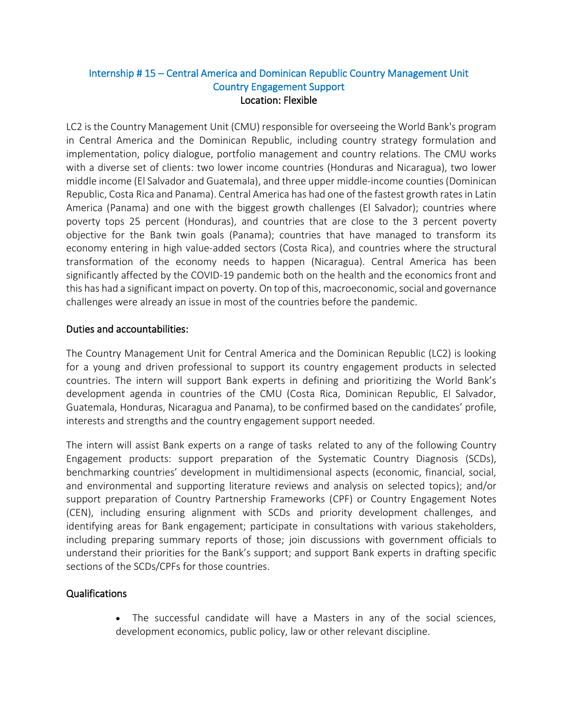# Internship # 15 – Central America and Dominican Republic Country Management Unit
## Country Engagement Support
**Location: Flexible**

LC2 is the Country Management Unit (CMU) responsible for overseeing the World Bank's program in Central America and the Dominican Republic, including country strategy formulation and implementation, policy dialogue, portfolio management and country relations. The CMU works with a diverse set of clients: two lower income countries (Honduras and Nicaragua), two lower middle income (El Salvador and Guatemala), and three upper middle-income counties (Dominican Republic, Costa Rica and Panama). Central America has had one of the fastest growth rates in Latin America (Panama) and one with the biggest growth challenges (El Salvador); countries where poverty tops 25 percent (Honduras), and countries that are close to the 3 percent poverty objective for the Bank twin goals (Panama); countries that have managed to transform its economy entering in high value-added sectors (Costa Rica), and countries where the structural transformation of the economy needs to happen (Nicaragua). Central America has been significantly affected by the COVID-19 pandemic both on the health and the economics front and this has had a significant impact on poverty. On top of this, macroeconomic, social and governance challenges were already an issue in most of the countries before the pandemic.

### Duties and accountabilities:

The Country Management Unit for Central America and the Dominican Republic (LC2) is looking for a young and driven professional to support its country engagement products in selected countries. The intern will support Bank experts in defining and prioritizing the World Bank's development agenda in countries of the CMU (Costa Rica, Dominican Republic, El Salvador, Guatemala, Honduras, Nicaragua and Panama), to be confirmed based on the candidates' profile, interests and strengths and the country engagement support needed.

The intern will assist Bank experts on a range of tasks related to any of the following Country Engagement products: support preparation of the Systematic Country Diagnosis (SCDs), benchmarking countries' development in multidimensional aspects (economic, financial, social, and environmental and supporting literature reviews and analysis on selected topics); and/or support preparation of Country Partnership Frameworks (CPF) or Country Engagement Notes (CEN), including ensuring alignment with SCDs and priority development challenges, and identifying areas for Bank engagement; participate in consultations with various stakeholders, including preparing summary reports of those; join discussions with government officials to understand their priorities for the Bank's support; and support Bank experts in drafting specific sections of the SCDs/CPFs for those countries.

### Qualifications

- The successful candidate will have a Masters in any of the social sciences, development economics, public policy, law or other relevant discipline.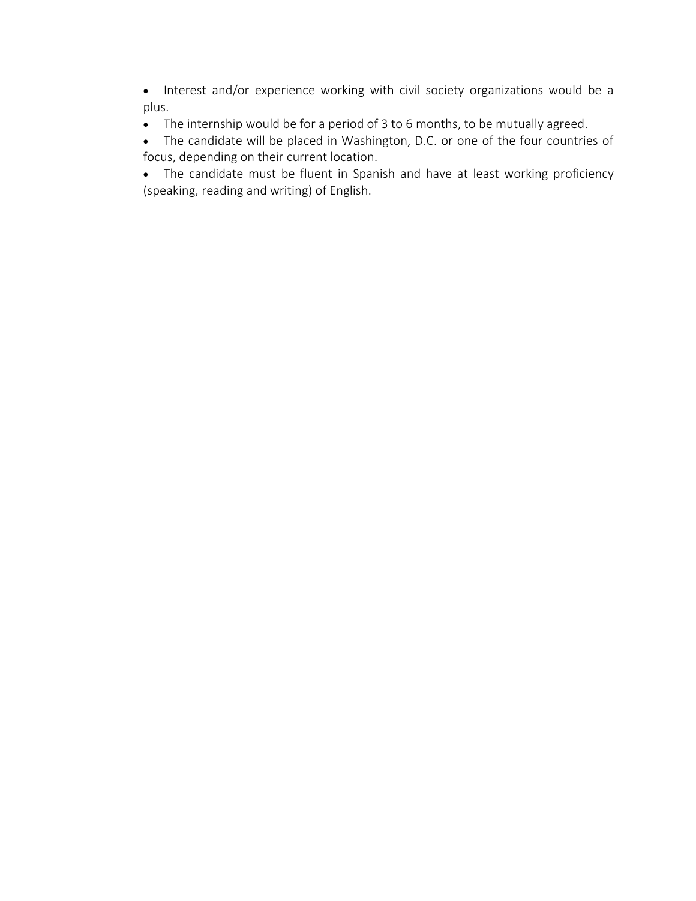- Interest and/or experience working with civil society organizations would be a plus.
- The internship would be for a period of 3 to 6 months, to be mutually agreed.
- The candidate will be placed in Washington, D.C. or one of the four countries of focus, depending on their current location.
- The candidate must be fluent in Spanish and have at least working proficiency (speaking, reading and writing) of English.